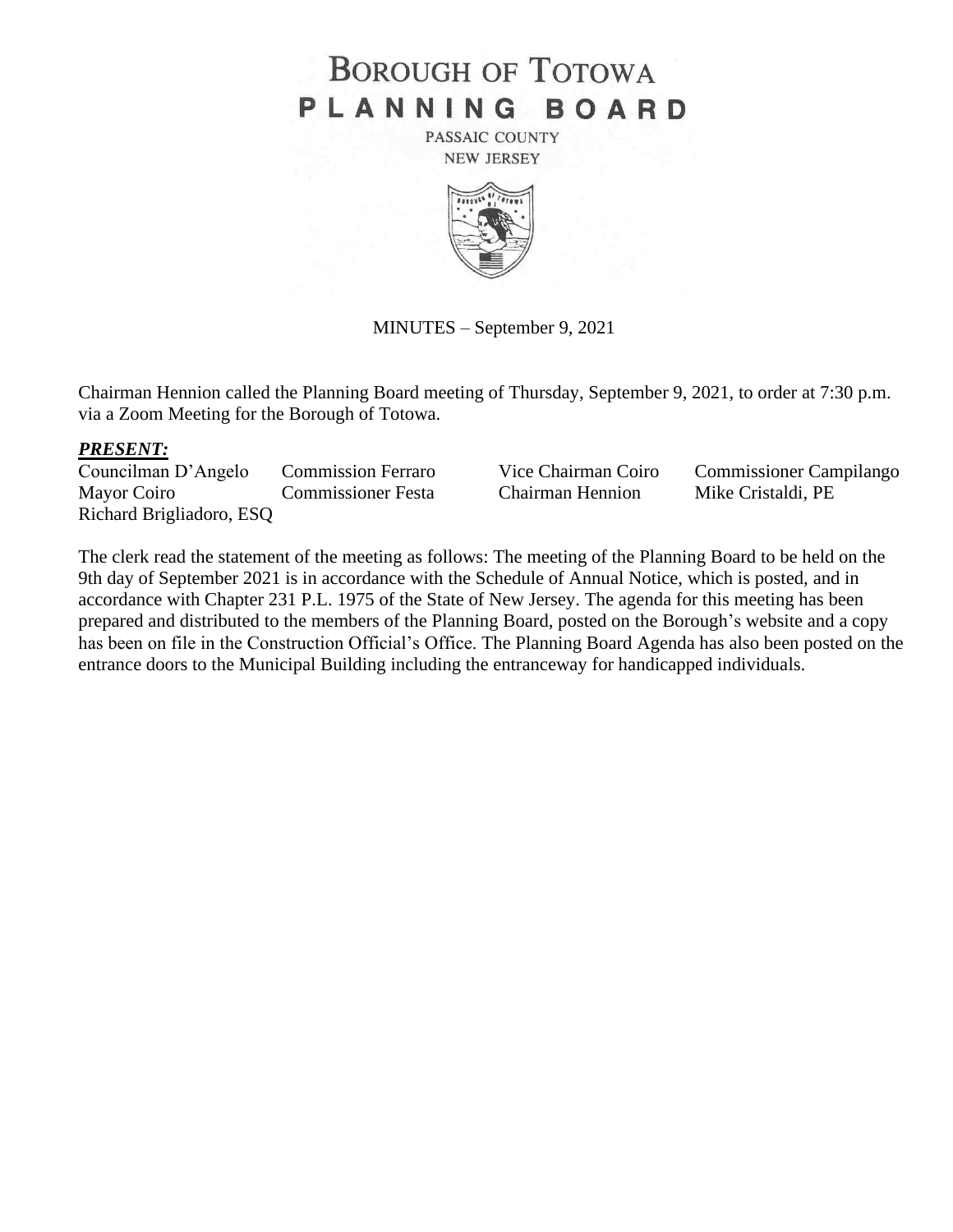# BOROUGH OF TOTOWA
# PLANNING BOARD

PASSAIC COUNTY
NEW JERSEY

MINUTES – September 9, 2021

Chairman Hennion called the Planning Board meeting of Thursday, September 9, 2021, to order at 7:30 p.m. via a Zoom Meeting for the Borough of Totowa.

***PRESENT:***

| | | | |
|---|---|---|---|
| Councilman D'Angelo | Commission Ferraro | Vice Chairman Coiro | Commissioner Campilango |
| Mayor Coiro | Commissioner Festa | Chairman Hennion | Mike Cristaldi, PE |
| Richard Brigliadoro, ESQ | | | |

The clerk read the statement of the meeting as follows: The meeting of the Planning Board to be held on the 9th day of September 2021 is in accordance with the Schedule of Annual Notice, which is posted, and in accordance with Chapter 231 P.L. 1975 of the State of New Jersey. The agenda for this meeting has been prepared and distributed to the members of the Planning Board, posted on the Borough's website and a copy has been on file in the Construction Official's Office. The Planning Board Agenda has also been posted on the entrance doors to the Municipal Building including the entranceway for handicapped individuals.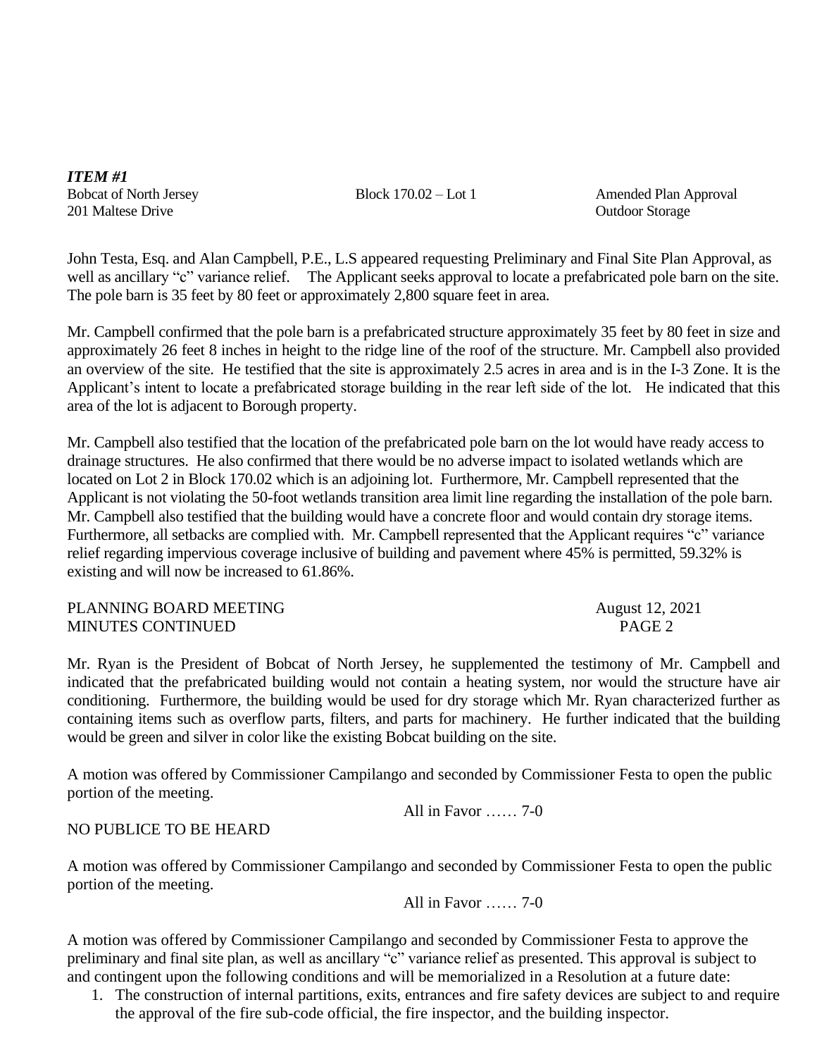***ITEM #1***

Bobcat of North Jersey Block 170.02 – Lot 1 Amended Plan Approval
201 Maltese Drive Outdoor Storage

John Testa, Esq. and Alan Campbell, P.E., L.S appeared requesting Preliminary and Final Site Plan Approval, as well as ancillary "c" variance relief. The Applicant seeks approval to locate a prefabricated pole barn on the site. The pole barn is 35 feet by 80 feet or approximately 2,800 square feet in area.

Mr. Campbell confirmed that the pole barn is a prefabricated structure approximately 35 feet by 80 feet in size and approximately 26 feet 8 inches in height to the ridge line of the roof of the structure. Mr. Campbell also provided an overview of the site. He testified that the site is approximately 2.5 acres in area and is in the I-3 Zone. It is the Applicant's intent to locate a prefabricated storage building in the rear left side of the lot. He indicated that this area of the lot is adjacent to Borough property.

Mr. Campbell also testified that the location of the prefabricated pole barn on the lot would have ready access to drainage structures. He also confirmed that there would be no adverse impact to isolated wetlands which are located on Lot 2 in Block 170.02 which is an adjoining lot. Furthermore, Mr. Campbell represented that the Applicant is not violating the 50-foot wetlands transition area limit line regarding the installation of the pole barn. Mr. Campbell also testified that the building would have a concrete floor and would contain dry storage items. Furthermore, all setbacks are complied with. Mr. Campbell represented that the Applicant requires "c" variance relief regarding impervious coverage inclusive of building and pavement where 45% is permitted, 59.32% is existing and will now be increased to 61.86%.

Mr. Ryan is the President of Bobcat of North Jersey, he supplemented the testimony of Mr. Campbell and indicated that the prefabricated building would not contain a heating system, nor would the structure have air conditioning. Furthermore, the building would be used for dry storage which Mr. Ryan characterized further as containing items such as overflow parts, filters, and parts for machinery. He further indicated that the building would be green and silver in color like the existing Bobcat building on the site.

A motion was offered by Commissioner Campilango and seconded by Commissioner Festa to open the public portion of the meeting.

All in Favor …… 7-0

NO PUBLICE TO BE HEARD

A motion was offered by Commissioner Campilango and seconded by Commissioner Festa to open the public portion of the meeting.

All in Favor …… 7-0

A motion was offered by Commissioner Campilango and seconded by Commissioner Festa to approve the preliminary and final site plan, as well as ancillary "c" variance relief as presented. This approval is subject to and contingent upon the following conditions and will be memorialized in a Resolution at a future date:

1. The construction of internal partitions, exits, entrances and fire safety devices are subject to and require the approval of the fire sub-code official, the fire inspector, and the building inspector.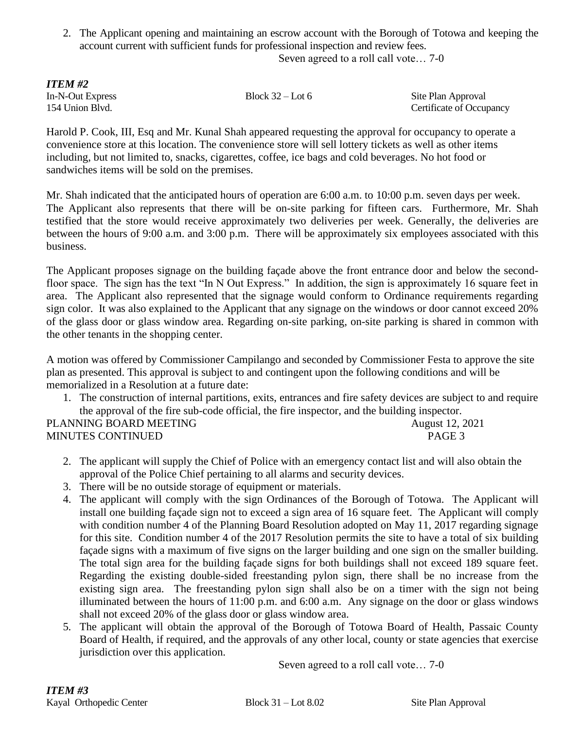2. The Applicant opening and maintaining an escrow account with the Borough of Totowa and keeping the account current with sufficient funds for professional inspection and review fees.

Seven agreed to a roll call vote… 7-0

***ITEM #2***

In-N-Out Express — Block 32 – Lot 6 — Site Plan Approval
154 Union Blvd. — Certificate of Occupancy

Harold P. Cook, III, Esq and Mr. Kunal Shah appeared requesting the approval for occupancy to operate a convenience store at this location. The convenience store will sell lottery tickets as well as other items including, but not limited to, snacks, cigarettes, coffee, ice bags and cold beverages. No hot food or sandwiches items will be sold on the premises.

Mr. Shah indicated that the anticipated hours of operation are 6:00 a.m. to 10:00 p.m. seven days per week. The Applicant also represents that there will be on-site parking for fifteen cars. Furthermore, Mr. Shah testified that the store would receive approximately two deliveries per week. Generally, the deliveries are between the hours of 9:00 a.m. and 3:00 p.m. There will be approximately six employees associated with this business.

The Applicant proposes signage on the building façade above the front entrance door and below the second-floor space. The sign has the text "In N Out Express." In addition, the sign is approximately 16 square feet in area. The Applicant also represented that the signage would conform to Ordinance requirements regarding sign color. It was also explained to the Applicant that any signage on the windows or door cannot exceed 20% of the glass door or glass window area. Regarding on-site parking, on-site parking is shared in common with the other tenants in the shopping center.

A motion was offered by Commissioner Campilango and seconded by Commissioner Festa to approve the site plan as presented. This approval is subject to and contingent upon the following conditions and will be memorialized in a Resolution at a future date:

1. The construction of internal partitions, exits, entrances and fire safety devices are subject to and require the approval of the fire sub-code official, the fire inspector, and the building inspector.
2. The applicant will supply the Chief of Police with an emergency contact list and will also obtain the approval of the Police Chief pertaining to all alarms and security devices.
3. There will be no outside storage of equipment or materials.
4. The applicant will comply with the sign Ordinances of the Borough of Totowa. The Applicant will install one building façade sign not to exceed a sign area of 16 square feet. The Applicant will comply with condition number 4 of the Planning Board Resolution adopted on May 11, 2017 regarding signage for this site. Condition number 4 of the 2017 Resolution permits the site to have a total of six building façade signs with a maximum of five signs on the larger building and one sign on the smaller building. The total sign area for the building façade signs for both buildings shall not exceed 189 square feet. Regarding the existing double-sided freestanding pylon sign, there shall be no increase from the existing sign area. The freestanding pylon sign shall also be on a timer with the sign not being illuminated between the hours of 11:00 p.m. and 6:00 a.m. Any signage on the door or glass windows shall not exceed 20% of the glass door or glass window area.
5. The applicant will obtain the approval of the Borough of Totowa Board of Health, Passaic County Board of Health, if required, and the approvals of any other local, county or state agencies that exercise jurisdiction over this application.

Seven agreed to a roll call vote… 7-0

***ITEM #3***

Kayal Orthopedic Center — Block 31 – Lot 8.02 — Site Plan Approval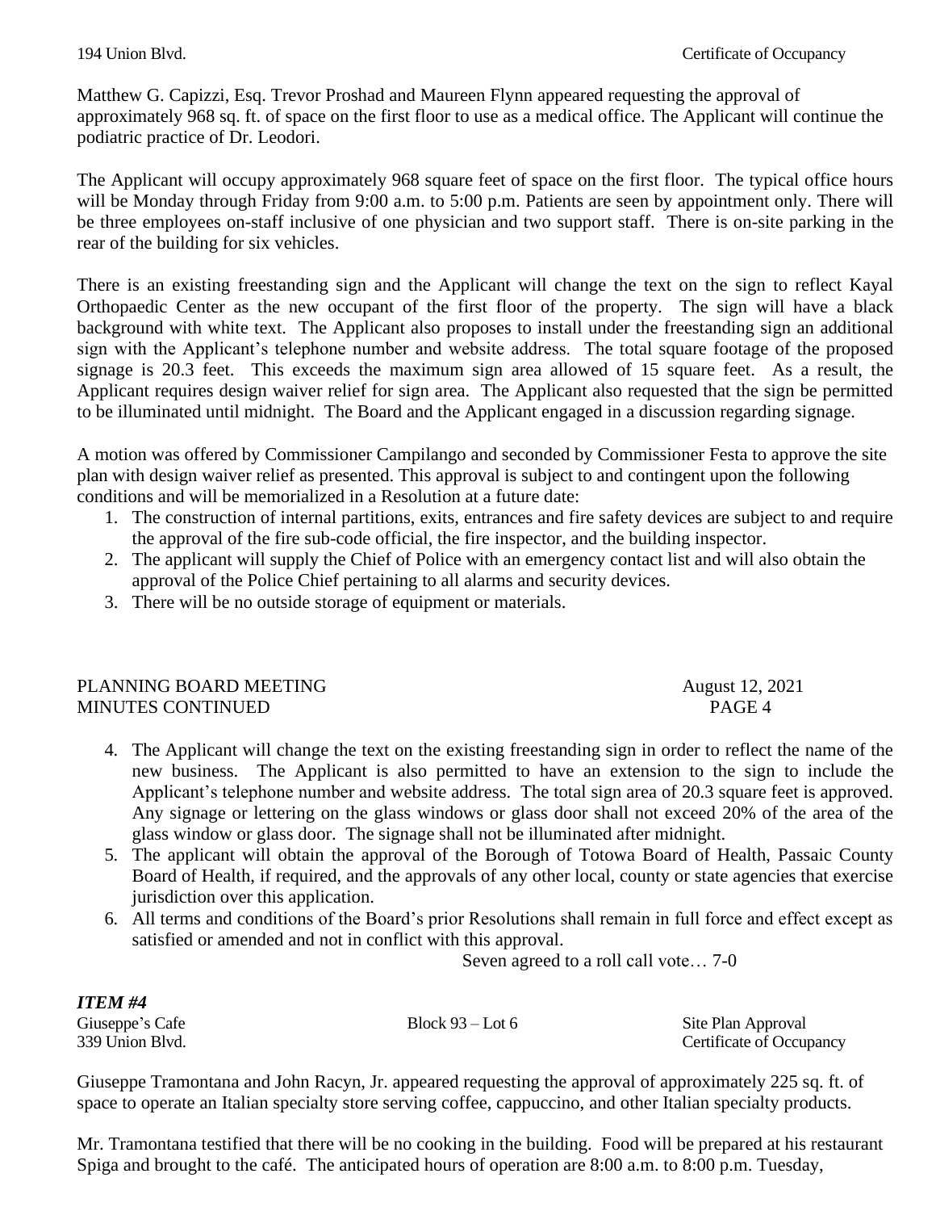194 Union Blvd. Certificate of Occupancy

Matthew G. Capizzi, Esq. Trevor Proshad and Maureen Flynn appeared requesting the approval of approximately 968 sq. ft. of space on the first floor to use as a medical office. The Applicant will continue the podiatric practice of Dr. Leodori.

The Applicant will occupy approximately 968 square feet of space on the first floor. The typical office hours will be Monday through Friday from 9:00 a.m. to 5:00 p.m. Patients are seen by appointment only. There will be three employees on-staff inclusive of one physician and two support staff. There is on-site parking in the rear of the building for six vehicles.

There is an existing freestanding sign and the Applicant will change the text on the sign to reflect Kayal Orthopaedic Center as the new occupant of the first floor of the property. The sign will have a black background with white text. The Applicant also proposes to install under the freestanding sign an additional sign with the Applicant's telephone number and website address. The total square footage of the proposed signage is 20.3 feet. This exceeds the maximum sign area allowed of 15 square feet. As a result, the Applicant requires design waiver relief for sign area. The Applicant also requested that the sign be permitted to be illuminated until midnight. The Board and the Applicant engaged in a discussion regarding signage.

A motion was offered by Commissioner Campilango and seconded by Commissioner Festa to approve the site plan with design waiver relief as presented. This approval is subject to and contingent upon the following conditions and will be memorialized in a Resolution at a future date:

1. The construction of internal partitions, exits, entrances and fire safety devices are subject to and require the approval of the fire sub-code official, the fire inspector, and the building inspector.
2. The applicant will supply the Chief of Police with an emergency contact list and will also obtain the approval of the Police Chief pertaining to all alarms and security devices.
3. There will be no outside storage of equipment or materials.
4. The Applicant will change the text on the existing freestanding sign in order to reflect the name of the new business. The Applicant is also permitted to have an extension to the sign to include the Applicant's telephone number and website address. The total sign area of 20.3 square feet is approved. Any signage or lettering on the glass windows or glass door shall not exceed 20% of the area of the glass window or glass door. The signage shall not be illuminated after midnight.
5. The applicant will obtain the approval of the Borough of Totowa Board of Health, Passaic County Board of Health, if required, and the approvals of any other local, county or state agencies that exercise jurisdiction over this application.
6. All terms and conditions of the Board's prior Resolutions shall remain in full force and effect except as satisfied or amended and not in conflict with this approval.

Seven agreed to a roll call vote… 7-0

***ITEM #4***

Giuseppe's Cafe — Block 93 – Lot 6 — Site Plan Approval
339 Union Blvd. — Certificate of Occupancy

Giuseppe Tramontana and John Racyn, Jr. appeared requesting the approval of approximately 225 sq. ft. of space to operate an Italian specialty store serving coffee, cappuccino, and other Italian specialty products.

Mr. Tramontana testified that there will be no cooking in the building. Food will be prepared at his restaurant Spiga and brought to the café. The anticipated hours of operation are 8:00 a.m. to 8:00 p.m. Tuesday,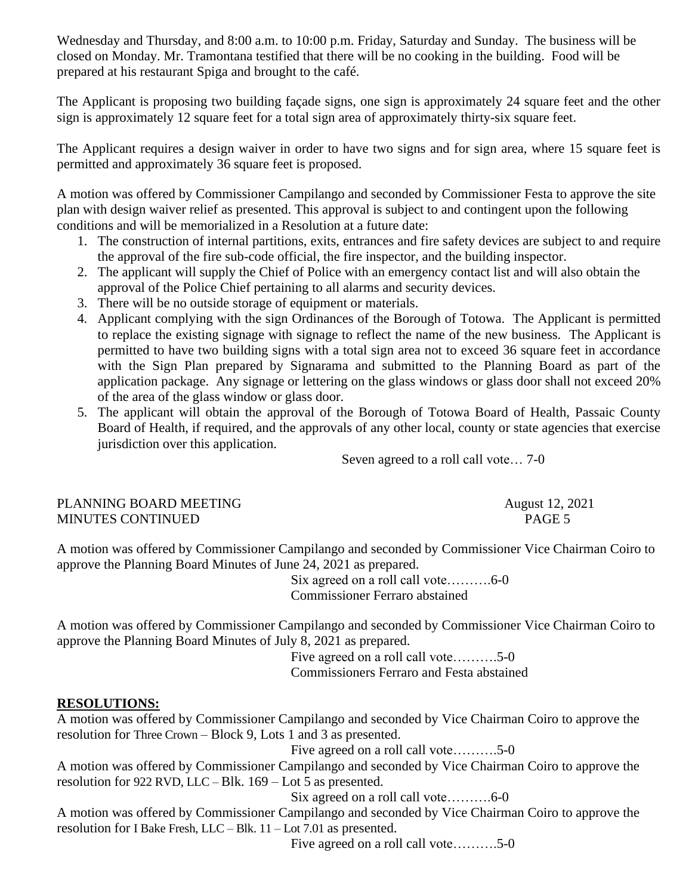Wednesday and Thursday, and 8:00 a.m. to 10:00 p.m. Friday, Saturday and Sunday. The business will be closed on Monday. Mr. Tramontana testified that there will be no cooking in the building. Food will be prepared at his restaurant Spiga and brought to the café.

The Applicant is proposing two building façade signs, one sign is approximately 24 square feet and the other sign is approximately 12 square feet for a total sign area of approximately thirty-six square feet.

The Applicant requires a design waiver in order to have two signs and for sign area, where 15 square feet is permitted and approximately 36 square feet is proposed.

A motion was offered by Commissioner Campilango and seconded by Commissioner Festa to approve the site plan with design waiver relief as presented. This approval is subject to and contingent upon the following conditions and will be memorialized in a Resolution at a future date:

1. The construction of internal partitions, exits, entrances and fire safety devices are subject to and require the approval of the fire sub-code official, the fire inspector, and the building inspector.
2. The applicant will supply the Chief of Police with an emergency contact list and will also obtain the approval of the Police Chief pertaining to all alarms and security devices.
3. There will be no outside storage of equipment or materials.
4. Applicant complying with the sign Ordinances of the Borough of Totowa. The Applicant is permitted to replace the existing signage with signage to reflect the name of the new business. The Applicant is permitted to have two building signs with a total sign area not to exceed 36 square feet in accordance with the Sign Plan prepared by Signarama and submitted to the Planning Board as part of the application package. Any signage or lettering on the glass windows or glass door shall not exceed 20% of the area of the glass window or glass door.
5. The applicant will obtain the approval of the Borough of Totowa Board of Health, Passaic County Board of Health, if required, and the approvals of any other local, county or state agencies that exercise jurisdiction over this application.

Seven agreed to a roll call vote… 7-0

A motion was offered by Commissioner Campilango and seconded by Commissioner Vice Chairman Coiro to approve the Planning Board Minutes of June 24, 2021 as prepared.

Six agreed on a roll call vote……….6-0
Commissioner Ferraro abstained

A motion was offered by Commissioner Campilango and seconded by Commissioner Vice Chairman Coiro to approve the Planning Board Minutes of July 8, 2021 as prepared.

Five agreed on a roll call vote……….5-0
Commissioners Ferraro and Festa abstained

**RESOLUTIONS:**

A motion was offered by Commissioner Campilango and seconded by Vice Chairman Coiro to approve the resolution for Three Crown – Block 9, Lots 1 and 3 as presented.

Five agreed on a roll call vote……….5-0

A motion was offered by Commissioner Campilango and seconded by Vice Chairman Coiro to approve the resolution for 922 RVD, LLC – Blk. 169 – Lot 5 as presented.

Six agreed on a roll call vote……….6-0

A motion was offered by Commissioner Campilango and seconded by Vice Chairman Coiro to approve the resolution for I Bake Fresh, LLC – Blk. 11 – Lot 7.01 as presented.

Five agreed on a roll call vote……….5-0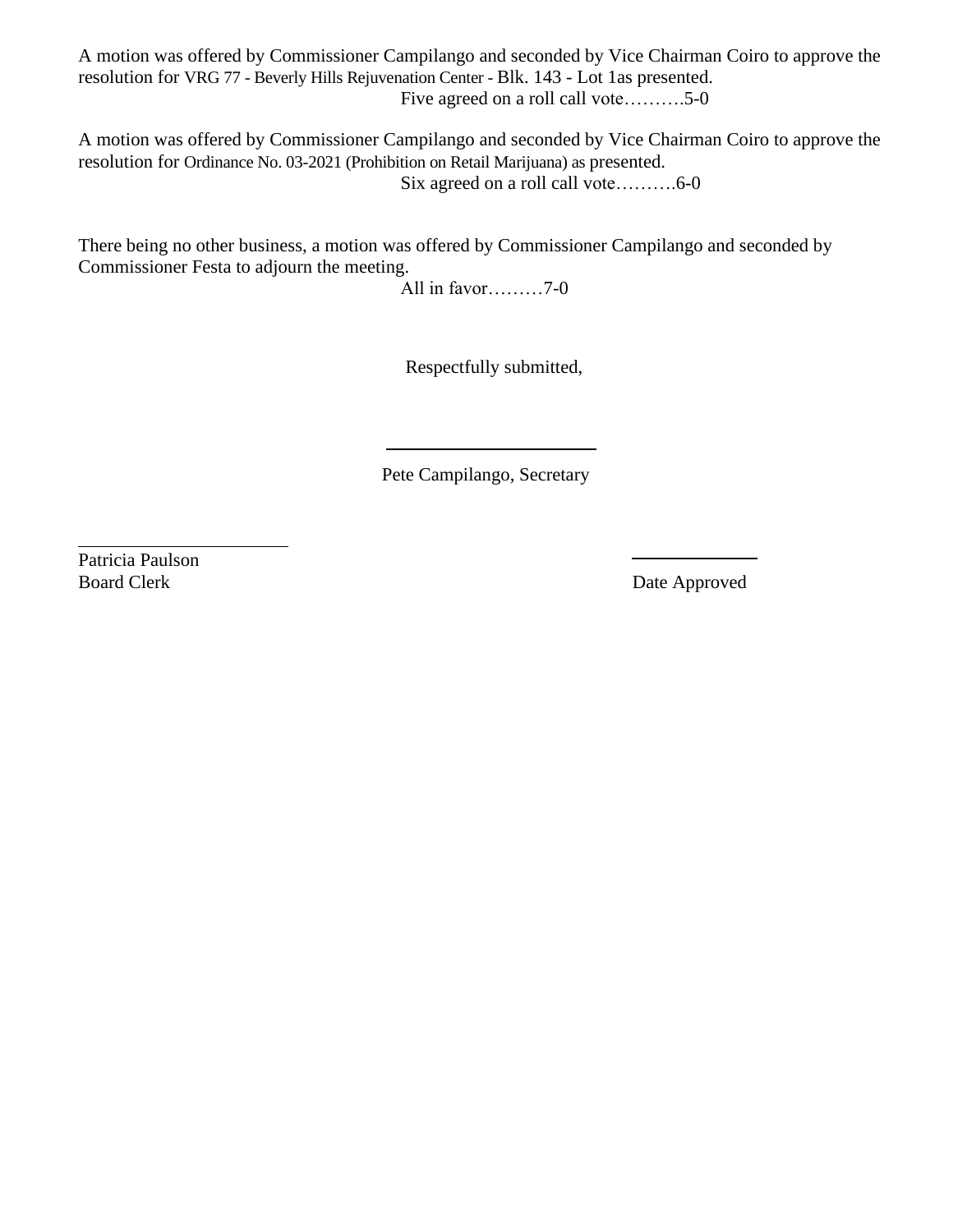A motion was offered by Commissioner Campilango and seconded by Vice Chairman Coiro to approve the resolution for VRG 77 - Beverly Hills Rejuvenation Center - Blk. 143 - Lot 1as presented.

Five agreed on a roll call vote……….5-0

A motion was offered by Commissioner Campilango and seconded by Vice Chairman Coiro to approve the resolution for Ordinance No. 03-2021 (Prohibition on Retail Marijuana) as presented.

Six agreed on a roll call vote……….6-0

There being no other business, a motion was offered by Commissioner Campilango and seconded by Commissioner Festa to adjourn the meeting.

All in favor………7-0

Respectfully submitted,

\_\_\_\_\_\_\_\_\_\_\_\_\_\_\_\_\_\_\_\_\_\_\_\_

Pete Campilango, Secretary

\_\_\_\_\_\_\_\_\_\_\_\_\_\_\_\_\_\_\_\_\_\_\_\_

Patricia Paulson
Board Clerk

\_\_\_\_\_\_\_\_\_\_\_\_\_\_

Date Approved